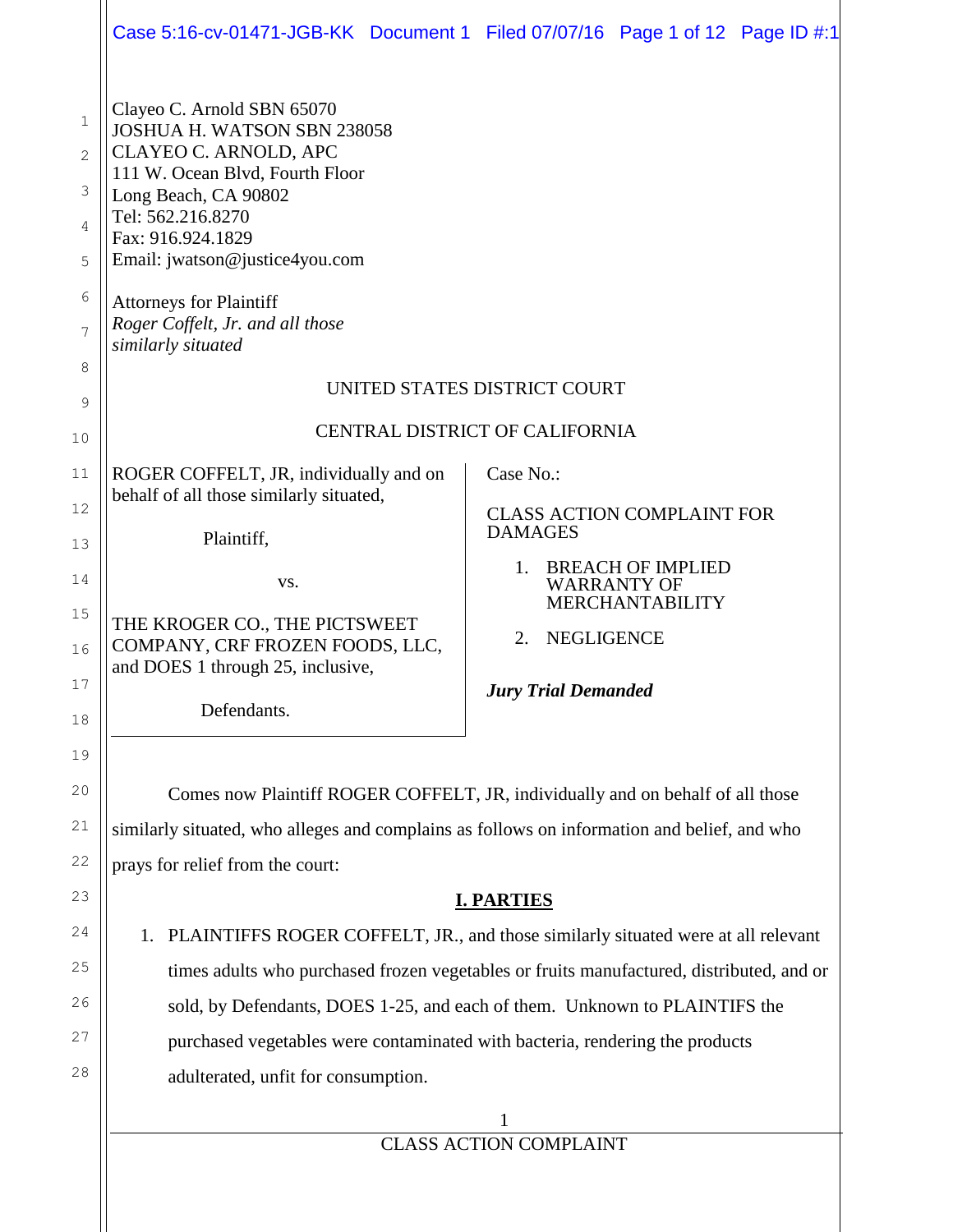Clayeo C. Arnold SBN 65070
JOSHUA H. WATSON SBN 238058
CLAYEO C. ARNOLD, APC
111 W. Ocean Blvd, Fourth Floor
Long Beach, CA 90802
Tel: 562.216.8270
Fax: 916.924.1829
Email: jwatson@justice4you.com

Attorneys for Plaintiff
*Roger Coffelt, Jr. and all those similarly situated*

UNITED STATES DISTRICT COURT

CENTRAL DISTRICT OF CALIFORNIA

ROGER COFFELT, JR, individually and on behalf of all those similarly situated,

Plaintiff,

vs.

THE KROGER CO., THE PICTSWEET COMPANY, CRF FROZEN FOODS, LLC, and DOES 1 through 25, inclusive,

Defendants.

Case No.:

CLASS ACTION COMPLAINT FOR DAMAGES

1. BREACH OF IMPLIED WARRANTY OF MERCHANTABILITY
2. NEGLIGENCE

***Jury Trial Demanded***

Comes now Plaintiff ROGER COFFELT, JR, individually and on behalf of all those similarly situated, who alleges and complains as follows on information and belief, and who prays for relief from the court:

## I. PARTIES

1. PLAINTIFFS ROGER COFFELT, JR., and those similarly situated were at all relevant times adults who purchased frozen vegetables or fruits manufactured, distributed, and or sold, by Defendants, DOES 1-25, and each of them. Unknown to PLAINTIFS the purchased vegetables were contaminated with bacteria, rendering the products adulterated, unfit for consumption.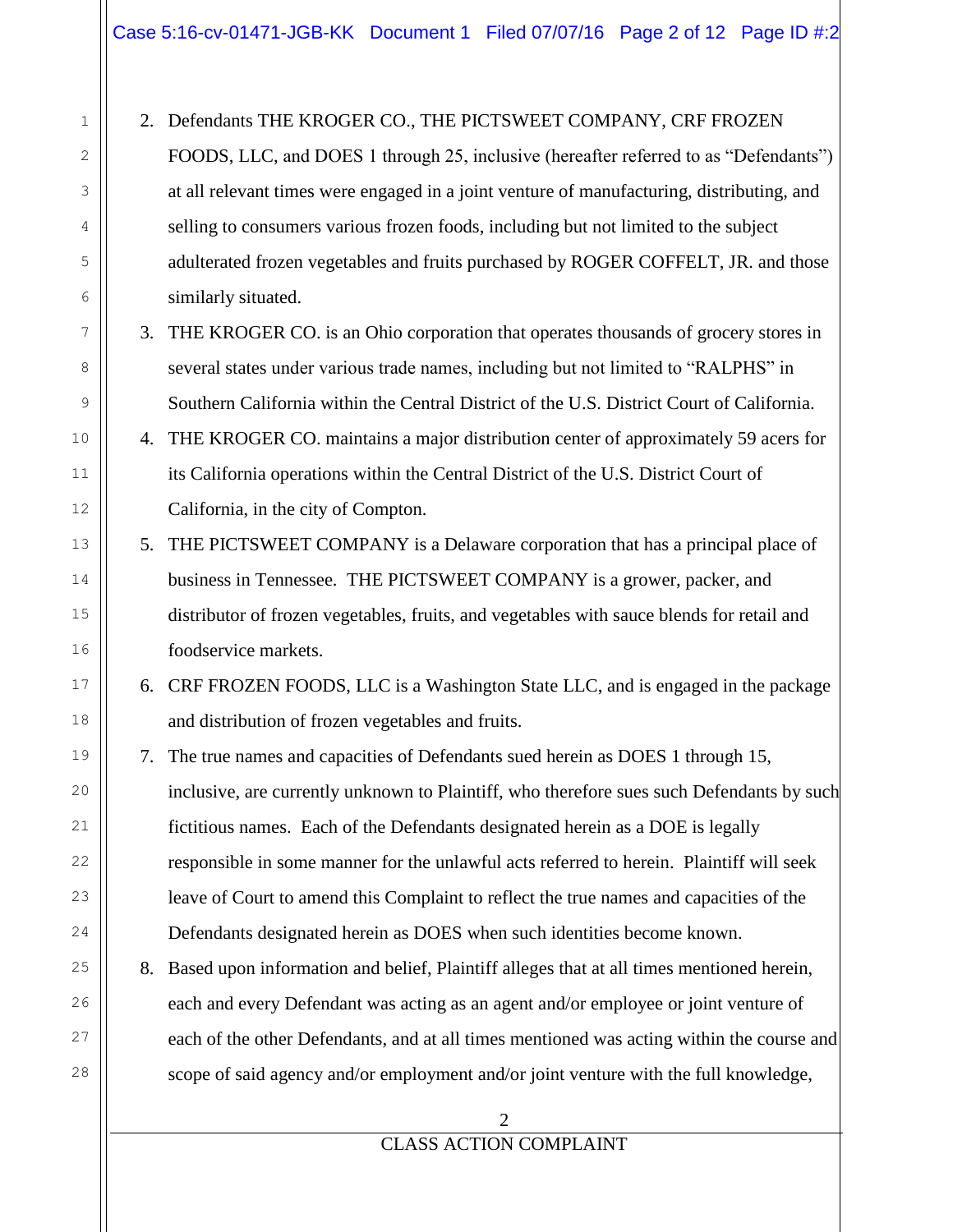2. Defendants THE KROGER CO., THE PICTSWEET COMPANY, CRF FROZEN FOODS, LLC, and DOES 1 through 25, inclusive (hereafter referred to as "Defendants") at all relevant times were engaged in a joint venture of manufacturing, distributing, and selling to consumers various frozen foods, including but not limited to the subject adulterated frozen vegetables and fruits purchased by ROGER COFFELT, JR. and those similarly situated.
3. THE KROGER CO. is an Ohio corporation that operates thousands of grocery stores in several states under various trade names, including but not limited to "RALPHS" in Southern California within the Central District of the U.S. District Court of California.
4. THE KROGER CO. maintains a major distribution center of approximately 59 acers for its California operations within the Central District of the U.S. District Court of California, in the city of Compton.
5. THE PICTSWEET COMPANY is a Delaware corporation that has a principal place of business in Tennessee. THE PICTSWEET COMPANY is a grower, packer, and distributor of frozen vegetables, fruits, and vegetables with sauce blends for retail and foodservice markets.
6. CRF FROZEN FOODS, LLC is a Washington State LLC, and is engaged in the package and distribution of frozen vegetables and fruits.
7. The true names and capacities of Defendants sued herein as DOES 1 through 15, inclusive, are currently unknown to Plaintiff, who therefore sues such Defendants by such fictitious names. Each of the Defendants designated herein as a DOE is legally responsible in some manner for the unlawful acts referred to herein. Plaintiff will seek leave of Court to amend this Complaint to reflect the true names and capacities of the Defendants designated herein as DOES when such identities become known.
8. Based upon information and belief, Plaintiff alleges that at all times mentioned herein, each and every Defendant was acting as an agent and/or employee or joint venture of each of the other Defendants, and at all times mentioned was acting within the course and scope of said agency and/or employment and/or joint venture with the full knowledge,

CLASS ACTION COMPLAINT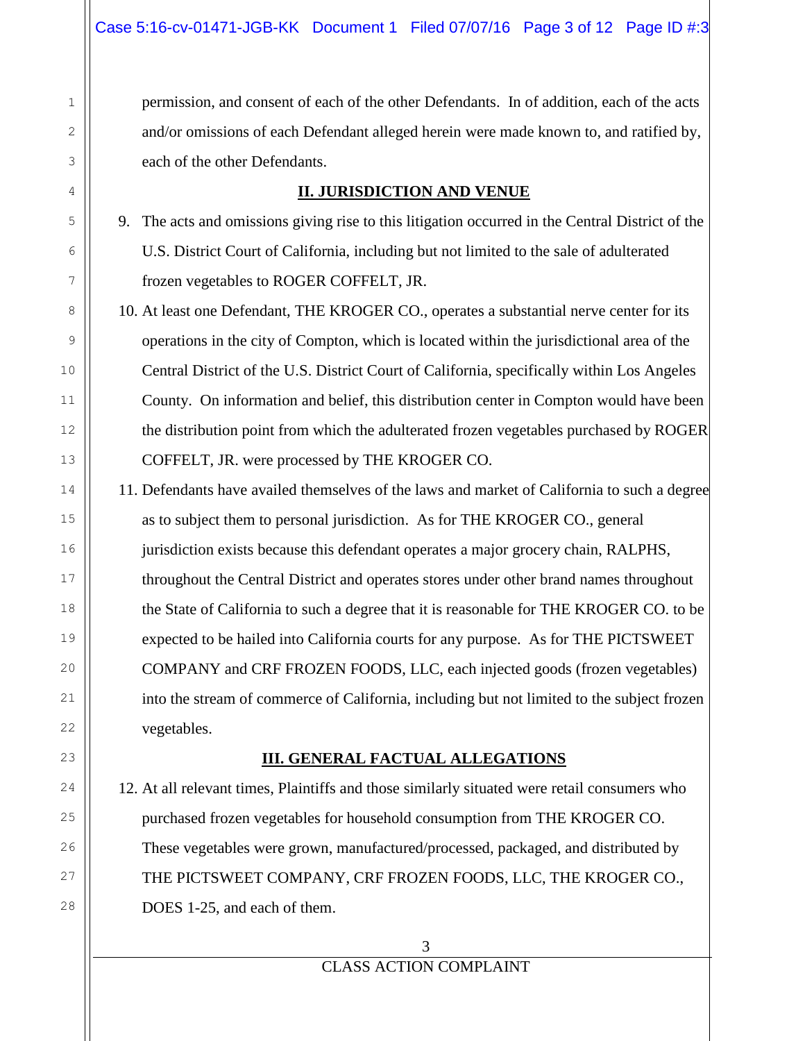permission, and consent of each of the other Defendants. In of addition, each of the acts and/or omissions of each Defendant alleged herein were made known to, and ratified by, each of the other Defendants.

## II. JURISDICTION AND VENUE

9. The acts and omissions giving rise to this litigation occurred in the Central District of the U.S. District Court of California, including but not limited to the sale of adulterated frozen vegetables to ROGER COFFELT, JR.

10. At least one Defendant, THE KROGER CO., operates a substantial nerve center for its operations in the city of Compton, which is located within the jurisdictional area of the Central District of the U.S. District Court of California, specifically within Los Angeles County. On information and belief, this distribution center in Compton would have been the distribution point from which the adulterated frozen vegetables purchased by ROGER COFFELT, JR. were processed by THE KROGER CO.

11. Defendants have availed themselves of the laws and market of California to such a degree as to subject them to personal jurisdiction. As for THE KROGER CO., general jurisdiction exists because this defendant operates a major grocery chain, RALPHS, throughout the Central District and operates stores under other brand names throughout the State of California to such a degree that it is reasonable for THE KROGER CO. to be expected to be hailed into California courts for any purpose. As for THE PICTSWEET COMPANY and CRF FROZEN FOODS, LLC, each injected goods (frozen vegetables) into the stream of commerce of California, including but not limited to the subject frozen vegetables.

## III. GENERAL FACTUAL ALLEGATIONS

12. At all relevant times, Plaintiffs and those similarly situated were retail consumers who purchased frozen vegetables for household consumption from THE KROGER CO. These vegetables were grown, manufactured/processed, packaged, and distributed by THE PICTSWEET COMPANY, CRF FROZEN FOODS, LLC, THE KROGER CO., DOES 1-25, and each of them.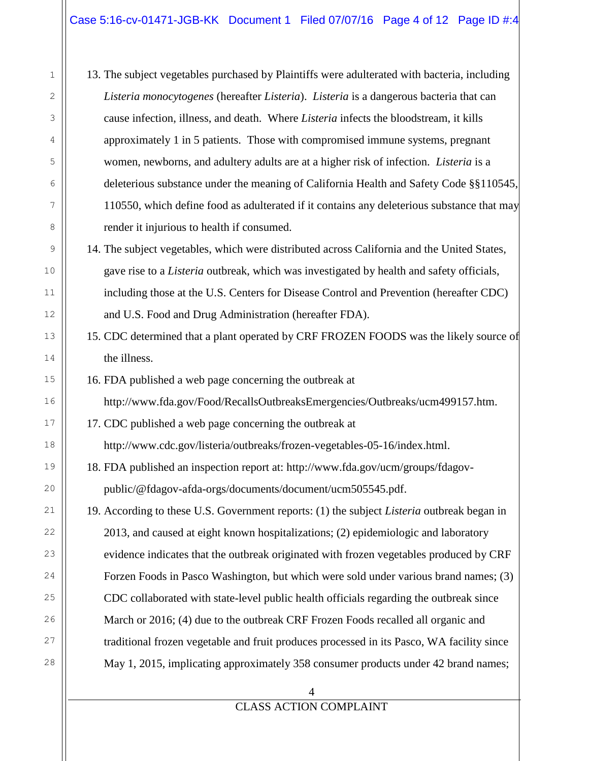13. The subject vegetables purchased by Plaintiffs were adulterated with bacteria, including *Listeria monocytogenes* (hereafter *Listeria*). *Listeria* is a dangerous bacteria that can cause infection, illness, and death. Where *Listeria* infects the bloodstream, it kills approximately 1 in 5 patients. Those with compromised immune systems, pregnant women, newborns, and adultery adults are at a higher risk of infection. *Listeria* is a deleterious substance under the meaning of California Health and Safety Code §§110545, 110550, which define food as adulterated if it contains any deleterious substance that may render it injurious to health if consumed.

14. The subject vegetables, which were distributed across California and the United States, gave rise to a *Listeria* outbreak, which was investigated by health and safety officials, including those at the U.S. Centers for Disease Control and Prevention (hereafter CDC) and U.S. Food and Drug Administration (hereafter FDA).

15. CDC determined that a plant operated by CRF FROZEN FOODS was the likely source of the illness.

16. FDA published a web page concerning the outbreak at http://www.fda.gov/Food/RecallsOutbreaksEmergencies/Outbreaks/ucm499157.htm.

17. CDC published a web page concerning the outbreak at http://www.cdc.gov/listeria/outbreaks/frozen-vegetables-05-16/index.html.

18. FDA published an inspection report at: http://www.fda.gov/ucm/groups/fdagov-public/@fdagov-afda-orgs/documents/document/ucm505545.pdf.

19. According to these U.S. Government reports: (1) the subject *Listeria* outbreak began in 2013, and caused at eight known hospitalizations; (2) epidemiologic and laboratory evidence indicates that the outbreak originated with frozen vegetables produced by CRF Forzen Foods in Pasco Washington, but which were sold under various brand names; (3) CDC collaborated with state-level public health officials regarding the outbreak since March or 2016; (4) due to the outbreak CRF Frozen Foods recalled all organic and traditional frozen vegetable and fruit produces processed in its Pasco, WA facility since May 1, 2015, implicating approximately 358 consumer products under 42 brand names;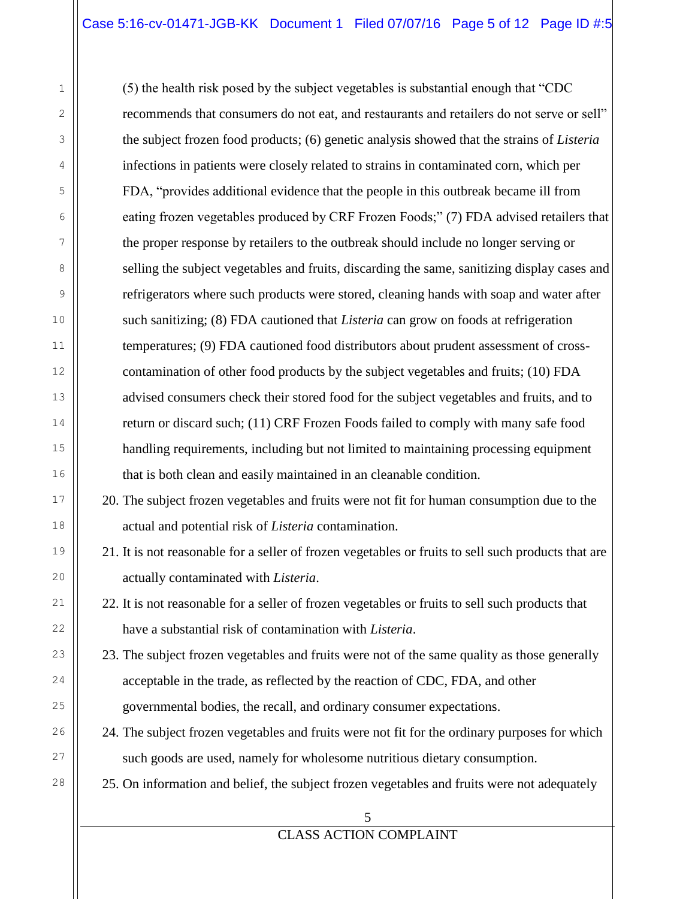(5) the health risk posed by the subject vegetables is substantial enough that "CDC recommends that consumers do not eat, and restaurants and retailers do not serve or sell" the subject frozen food products; (6) genetic analysis showed that the strains of *Listeria* infections in patients were closely related to strains in contaminated corn, which per FDA, "provides additional evidence that the people in this outbreak became ill from eating frozen vegetables produced by CRF Frozen Foods;" (7) FDA advised retailers that the proper response by retailers to the outbreak should include no longer serving or selling the subject vegetables and fruits, discarding the same, sanitizing display cases and refrigerators where such products were stored, cleaning hands with soap and water after such sanitizing; (8) FDA cautioned that *Listeria* can grow on foods at refrigeration temperatures; (9) FDA cautioned food distributors about prudent assessment of cross-contamination of other food products by the subject vegetables and fruits; (10) FDA advised consumers check their stored food for the subject vegetables and fruits, and to return or discard such; (11) CRF Frozen Foods failed to comply with many safe food handling requirements, including but not limited to maintaining processing equipment that is both clean and easily maintained in an cleanable condition.

20. The subject frozen vegetables and fruits were not fit for human consumption due to the actual and potential risk of *Listeria* contamination.
21. It is not reasonable for a seller of frozen vegetables or fruits to sell such products that are actually contaminated with *Listeria*.
22. It is not reasonable for a seller of frozen vegetables or fruits to sell such products that have a substantial risk of contamination with *Listeria*.
23. The subject frozen vegetables and fruits were not of the same quality as those generally acceptable in the trade, as reflected by the reaction of CDC, FDA, and other governmental bodies, the recall, and ordinary consumer expectations.
24. The subject frozen vegetables and fruits were not fit for the ordinary purposes for which such goods are used, namely for wholesome nutritious dietary consumption.
25. On information and belief, the subject frozen vegetables and fruits were not adequately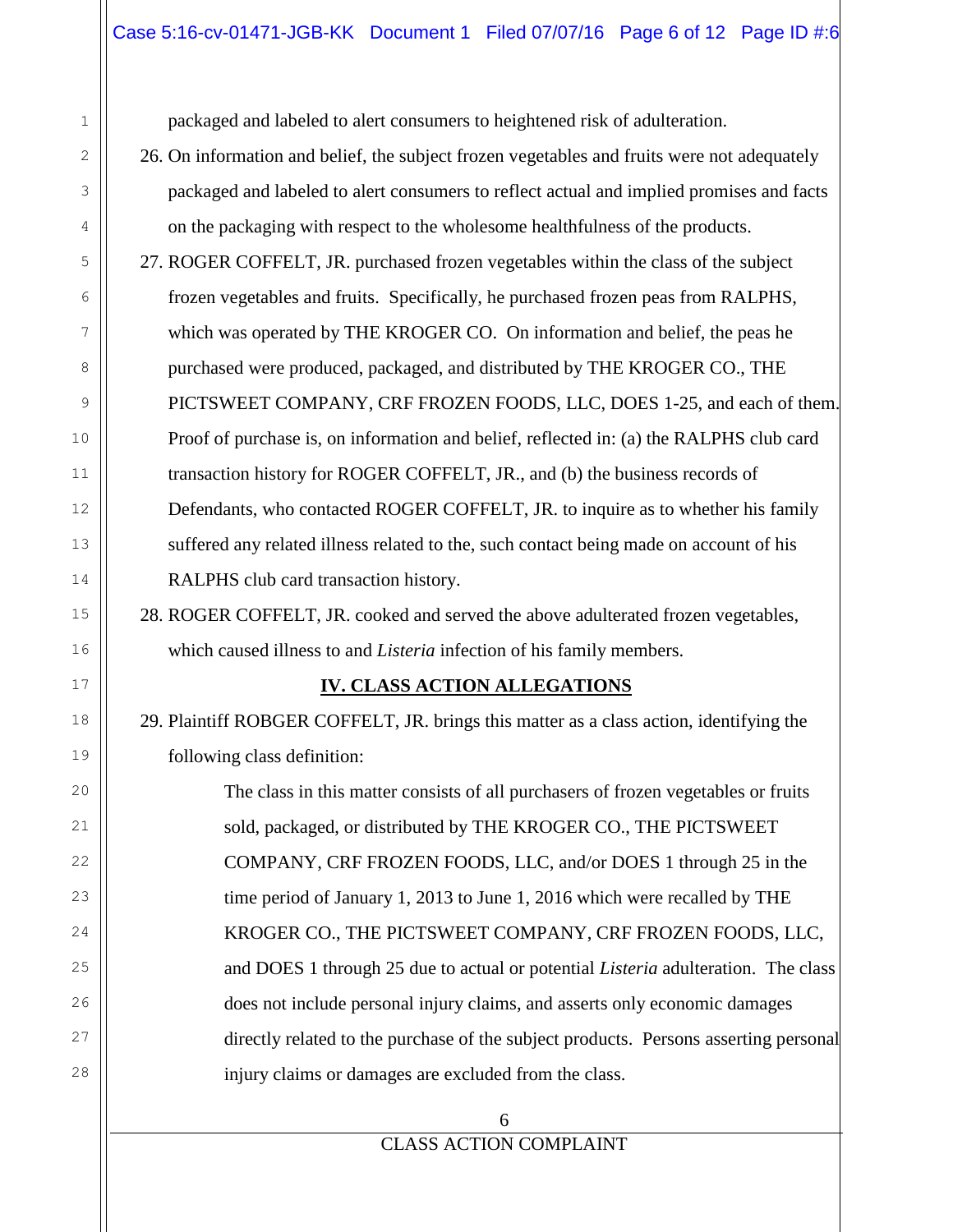packaged and labeled to alert consumers to heightened risk of adulteration.

26. On information and belief, the subject frozen vegetables and fruits were not adequately packaged and labeled to alert consumers to reflect actual and implied promises and facts on the packaging with respect to the wholesome healthfulness of the products.

27. ROGER COFFELT, JR. purchased frozen vegetables within the class of the subject frozen vegetables and fruits. Specifically, he purchased frozen peas from RALPHS, which was operated by THE KROGER CO. On information and belief, the peas he purchased were produced, packaged, and distributed by THE KROGER CO., THE PICTSWEET COMPANY, CRF FROZEN FOODS, LLC, DOES 1-25, and each of them. Proof of purchase is, on information and belief, reflected in: (a) the RALPHS club card transaction history for ROGER COFFELT, JR., and (b) the business records of Defendants, who contacted ROGER COFFELT, JR. to inquire as to whether his family suffered any related illness related to the, such contact being made on account of his RALPHS club card transaction history.

28. ROGER COFFELT, JR. cooked and served the above adulterated frozen vegetables, which caused illness to and *Listeria* infection of his family members.

## IV. CLASS ACTION ALLEGATIONS

29. Plaintiff ROBGER COFFELT, JR. brings this matter as a class action, identifying the following class definition:

> The class in this matter consists of all purchasers of frozen vegetables or fruits sold, packaged, or distributed by THE KROGER CO., THE PICTSWEET COMPANY, CRF FROZEN FOODS, LLC, and/or DOES 1 through 25 in the time period of January 1, 2013 to June 1, 2016 which were recalled by THE KROGER CO., THE PICTSWEET COMPANY, CRF FROZEN FOODS, LLC, and DOES 1 through 25 due to actual or potential *Listeria* adulteration. The class does not include personal injury claims, and asserts only economic damages directly related to the purchase of the subject products. Persons asserting personal injury claims or damages are excluded from the class.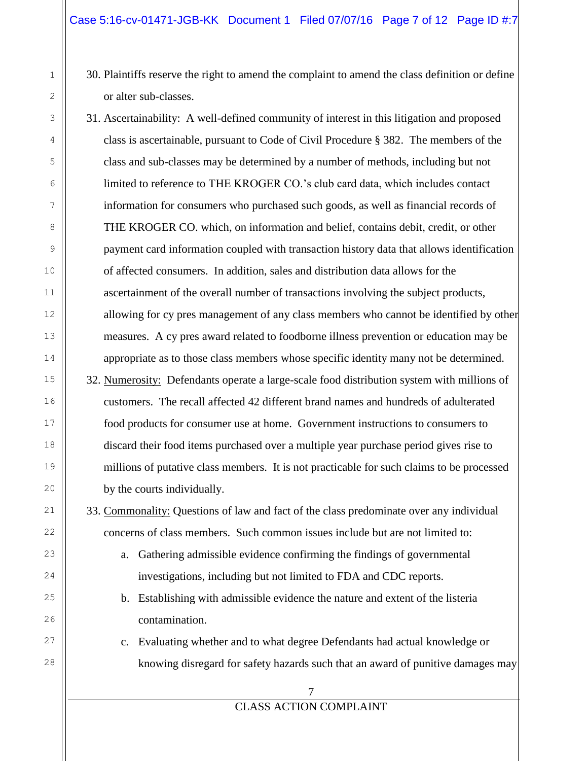30. Plaintiffs reserve the right to amend the complaint to amend the class definition or define or alter sub-classes.

31. Ascertainability: A well-defined community of interest in this litigation and proposed class is ascertainable, pursuant to Code of Civil Procedure § 382. The members of the class and sub-classes may be determined by a number of methods, including but not limited to reference to THE KROGER CO.'s club card data, which includes contact information for consumers who purchased such goods, as well as financial records of THE KROGER CO. which, on information and belief, contains debit, credit, or other payment card information coupled with transaction history data that allows identification of affected consumers. In addition, sales and distribution data allows for the ascertainment of the overall number of transactions involving the subject products, allowing for cy pres management of any class members who cannot be identified by other measures. A cy pres award related to foodborne illness prevention or education may be appropriate as to those class members whose specific identity many not be determined.

32. <u>Numerosity:</u> Defendants operate a large-scale food distribution system with millions of customers. The recall affected 42 different brand names and hundreds of adulterated food products for consumer use at home. Government instructions to consumers to discard their food items purchased over a multiple year purchase period gives rise to millions of putative class members. It is not practicable for such claims to be processed by the courts individually.

33. <u>Commonality:</u> Questions of law and fact of the class predominate over any individual concerns of class members. Such common issues include but are not limited to:

    a. Gathering admissible evidence confirming the findings of governmental investigations, including but not limited to FDA and CDC reports.

    b. Establishing with admissible evidence the nature and extent of the listeria contamination.

    c. Evaluating whether and to what degree Defendants had actual knowledge or knowing disregard for safety hazards such that an award of punitive damages may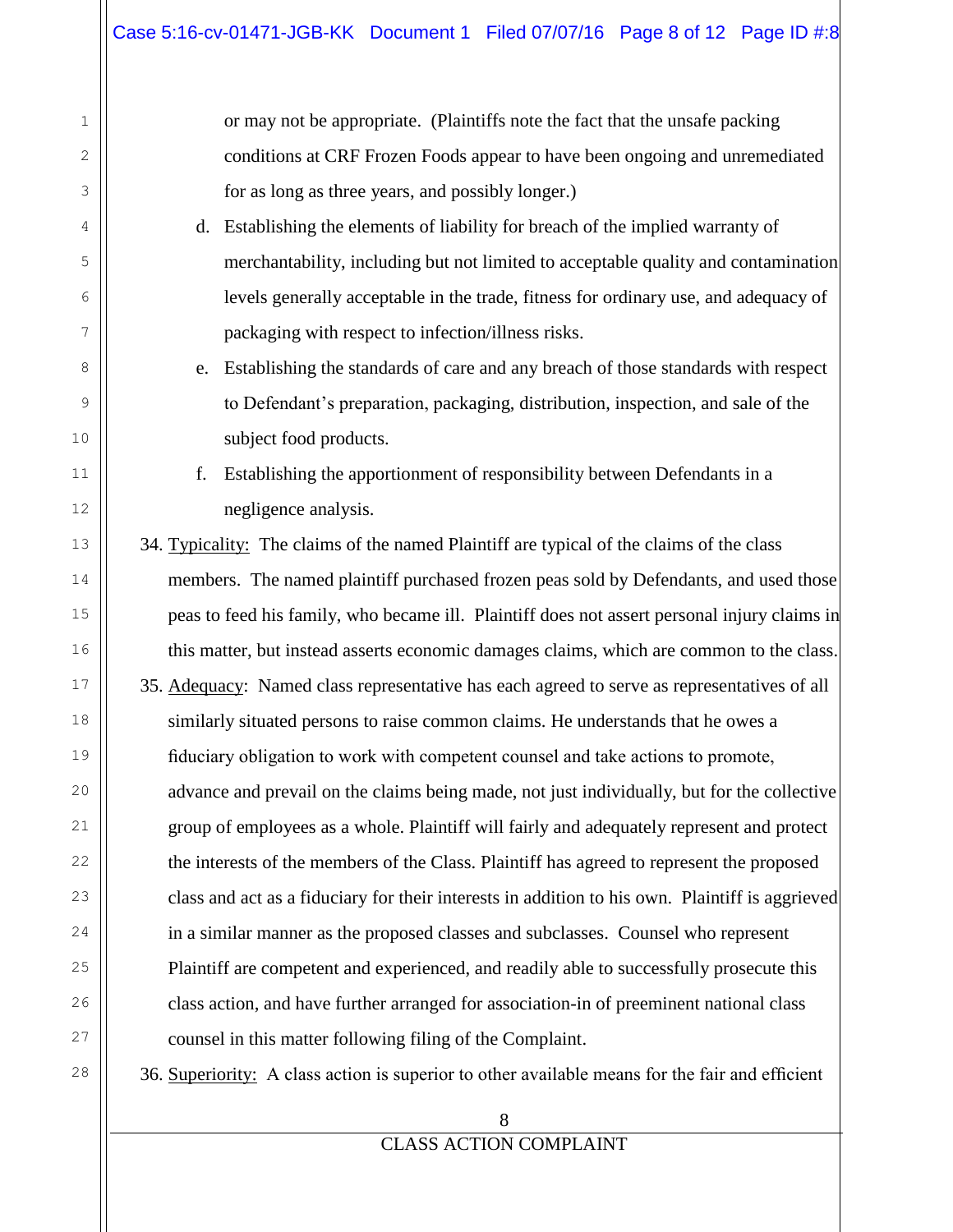or may not be appropriate. (Plaintiffs note the fact that the unsafe packing conditions at CRF Frozen Foods appear to have been ongoing and unremediated for as long as three years, and possibly longer.)

d. Establishing the elements of liability for breach of the implied warranty of merchantability, including but not limited to acceptable quality and contamination levels generally acceptable in the trade, fitness for ordinary use, and adequacy of packaging with respect to infection/illness risks.

e. Establishing the standards of care and any breach of those standards with respect to Defendant's preparation, packaging, distribution, inspection, and sale of the subject food products.

f. Establishing the apportionment of responsibility between Defendants in a negligence analysis.

34. Typicality: The claims of the named Plaintiff are typical of the claims of the class members. The named plaintiff purchased frozen peas sold by Defendants, and used those peas to feed his family, who became ill. Plaintiff does not assert personal injury claims in this matter, but instead asserts economic damages claims, which are common to the class.

35. Adequacy: Named class representative has each agreed to serve as representatives of all similarly situated persons to raise common claims. He understands that he owes a fiduciary obligation to work with competent counsel and take actions to promote, advance and prevail on the claims being made, not just individually, but for the collective group of employees as a whole. Plaintiff will fairly and adequately represent and protect the interests of the members of the Class. Plaintiff has agreed to represent the proposed class and act as a fiduciary for their interests in addition to his own. Plaintiff is aggrieved in a similar manner as the proposed classes and subclasses. Counsel who represent Plaintiff are competent and experienced, and readily able to successfully prosecute this class action, and have further arranged for association-in of preeminent national class counsel in this matter following filing of the Complaint.

36. Superiority: A class action is superior to other available means for the fair and efficient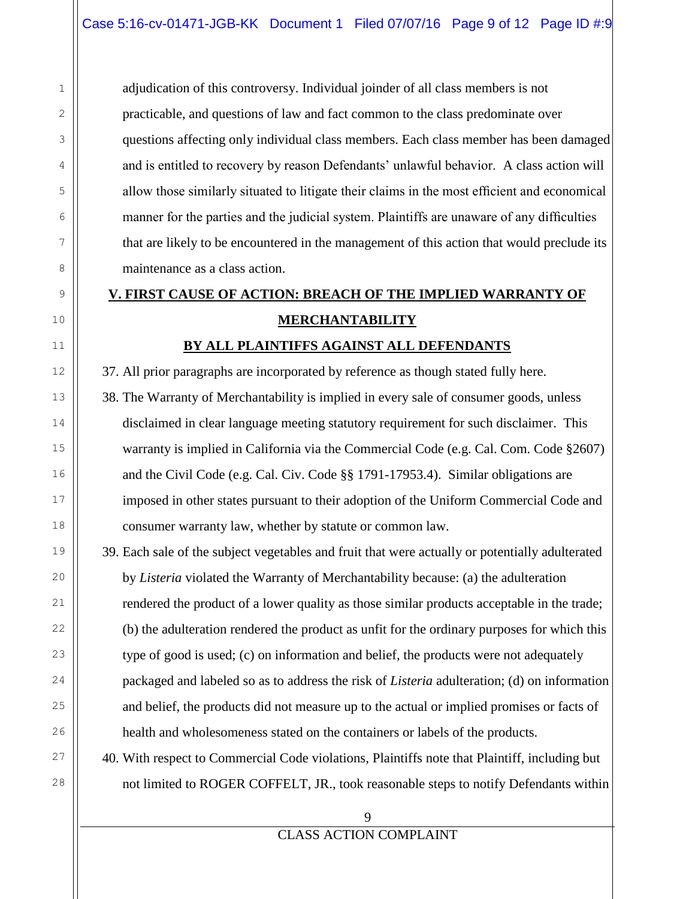adjudication of this controversy. Individual joinder of all class members is not practicable, and questions of law and fact common to the class predominate over questions affecting only individual class members. Each class member has been damaged and is entitled to recovery by reason Defendants' unlawful behavior. A class action will allow those similarly situated to litigate their claims in the most efficient and economical manner for the parties and the judicial system. Plaintiffs are unaware of any difficulties that are likely to be encountered in the management of this action that would preclude its maintenance as a class action.

## V. FIRST CAUSE OF ACTION: BREACH OF THE IMPLIED WARRANTY OF MERCHANTABILITY

## BY ALL PLAINTIFFS AGAINST ALL DEFENDANTS

37. All prior paragraphs are incorporated by reference as though stated fully here.

38. The Warranty of Merchantability is implied in every sale of consumer goods, unless disclaimed in clear language meeting statutory requirement for such disclaimer. This warranty is implied in California via the Commercial Code (e.g. Cal. Com. Code §2607) and the Civil Code (e.g. Cal. Civ. Code §§ 1791-17953.4). Similar obligations are imposed in other states pursuant to their adoption of the Uniform Commercial Code and consumer warranty law, whether by statute or common law.

39. Each sale of the subject vegetables and fruit that were actually or potentially adulterated by *Listeria* violated the Warranty of Merchantability because: (a) the adulteration rendered the product of a lower quality as those similar products acceptable in the trade; (b) the adulteration rendered the product as unfit for the ordinary purposes for which this type of good is used; (c) on information and belief, the products were not adequately packaged and labeled so as to address the risk of *Listeria* adulteration; (d) on information and belief, the products did not measure up to the actual or implied promises or facts of health and wholesomeness stated on the containers or labels of the products.

40. With respect to Commercial Code violations, Plaintiffs note that Plaintiff, including but not limited to ROGER COFFELT, JR., took reasonable steps to notify Defendants within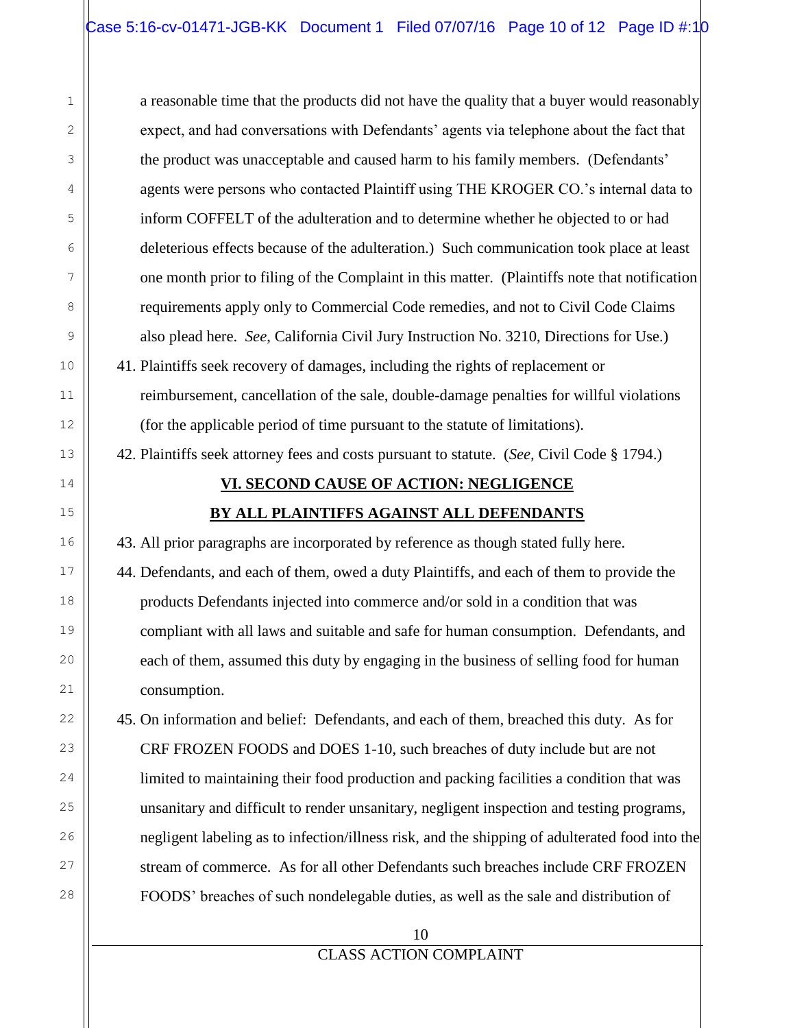a reasonable time that the products did not have the quality that a buyer would reasonably expect, and had conversations with Defendants' agents via telephone about the fact that the product was unacceptable and caused harm to his family members. (Defendants' agents were persons who contacted Plaintiff using THE KROGER CO.'s internal data to inform COFFELT of the adulteration and to determine whether he objected to or had deleterious effects because of the adulteration.) Such communication took place at least one month prior to filing of the Complaint in this matter. (Plaintiffs note that notification requirements apply only to Commercial Code remedies, and not to Civil Code Claims also plead here. *See*, California Civil Jury Instruction No. 3210, Directions for Use.)

41. Plaintiffs seek recovery of damages, including the rights of replacement or reimbursement, cancellation of the sale, double-damage penalties for willful violations (for the applicable period of time pursuant to the statute of limitations).

42. Plaintiffs seek attorney fees and costs pursuant to statute. (*See*, Civil Code § 1794.)

## VI. SECOND CAUSE OF ACTION: NEGLIGENCE
## BY ALL PLAINTIFFS AGAINST ALL DEFENDANTS

43. All prior paragraphs are incorporated by reference as though stated fully here.

44. Defendants, and each of them, owed a duty Plaintiffs, and each of them to provide the products Defendants injected into commerce and/or sold in a condition that was compliant with all laws and suitable and safe for human consumption. Defendants, and each of them, assumed this duty by engaging in the business of selling food for human consumption.

45. On information and belief: Defendants, and each of them, breached this duty. As for CRF FROZEN FOODS and DOES 1-10, such breaches of duty include but are not limited to maintaining their food production and packing facilities a condition that was unsanitary and difficult to render unsanitary, negligent inspection and testing programs, negligent labeling as to infection/illness risk, and the shipping of adulterated food into the stream of commerce. As for all other Defendants such breaches include CRF FROZEN FOODS' breaches of such nondelegable duties, as well as the sale and distribution of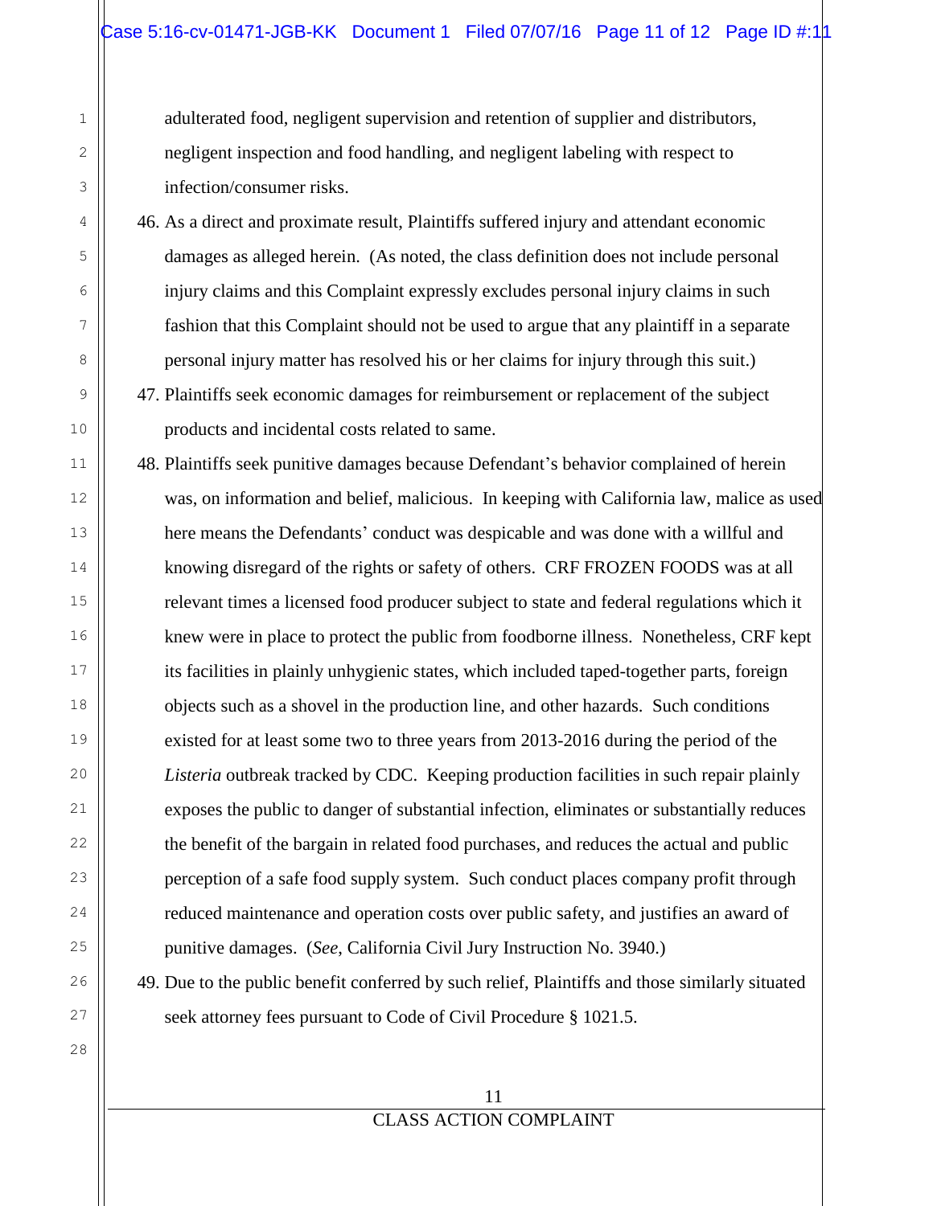adulterated food, negligent supervision and retention of supplier and distributors, negligent inspection and food handling, and negligent labeling with respect to infection/consumer risks.

46. As a direct and proximate result, Plaintiffs suffered injury and attendant economic damages as alleged herein. (As noted, the class definition does not include personal injury claims and this Complaint expressly excludes personal injury claims in such fashion that this Complaint should not be used to argue that any plaintiff in a separate personal injury matter has resolved his or her claims for injury through this suit.)

47. Plaintiffs seek economic damages for reimbursement or replacement of the subject products and incidental costs related to same.

48. Plaintiffs seek punitive damages because Defendant's behavior complained of herein was, on information and belief, malicious. In keeping with California law, malice as used here means the Defendants' conduct was despicable and was done with a willful and knowing disregard of the rights or safety of others. CRF FROZEN FOODS was at all relevant times a licensed food producer subject to state and federal regulations which it knew were in place to protect the public from foodborne illness. Nonetheless, CRF kept its facilities in plainly unhygienic states, which included taped-together parts, foreign objects such as a shovel in the production line, and other hazards. Such conditions existed for at least some two to three years from 2013-2016 during the period of the *Listeria* outbreak tracked by CDC. Keeping production facilities in such repair plainly exposes the public to danger of substantial infection, eliminates or substantially reduces the benefit of the bargain in related food purchases, and reduces the actual and public perception of a safe food supply system. Such conduct places company profit through reduced maintenance and operation costs over public safety, and justifies an award of punitive damages. (*See*, California Civil Jury Instruction No. 3940.)

49. Due to the public benefit conferred by such relief, Plaintiffs and those similarly situated seek attorney fees pursuant to Code of Civil Procedure § 1021.5.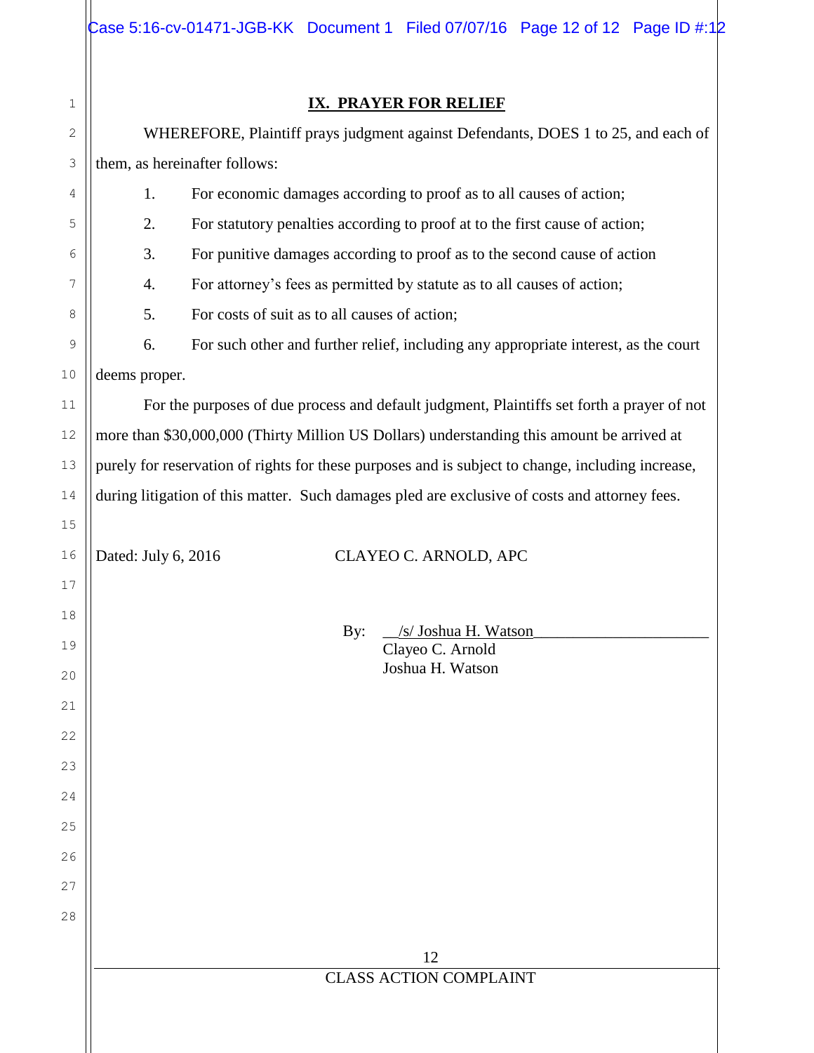## IX. PRAYER FOR RELIEF

WHEREFORE, Plaintiff prays judgment against Defendants, DOES 1 to 25, and each of them, as hereinafter follows:

1. For economic damages according to proof as to all causes of action;
2. For statutory penalties according to proof at to the first cause of action;
3. For punitive damages according to proof as to the second cause of action
4. For attorney's fees as permitted by statute as to all causes of action;
5. For costs of suit as to all causes of action;
6. For such other and further relief, including any appropriate interest, as the court deems proper.

For the purposes of due process and default judgment, Plaintiffs set forth a prayer of not more than $30,000,000 (Thirty Million US Dollars) understanding this amount be arrived at purely for reservation of rights for these purposes and is subject to change, including increase, during litigation of this matter. Such damages pled are exclusive of costs and attorney fees.

Dated: July 6, 2016

CLAYEO C. ARNOLD, APC

By: /s/ Joshua H. Watson
Clayeo C. Arnold
Joshua H. Watson

CLASS ACTION COMPLAINT